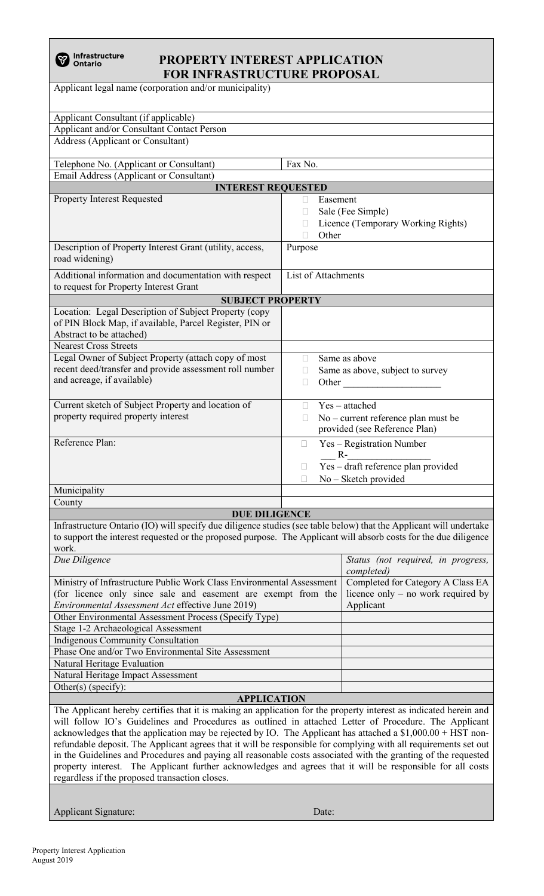Infrastructure Ontario

# PROPERTY INTEREST APPLICATION FOR INFRASTRUCTURE PROPOSAL

| | |
|---|---|
| Applicant legal name (corporation and/or municipality) | |
| Applicant Consultant (if applicable) | |
| Applicant and/or Consultant Contact Person | |
| Address (Applicant or Consultant) | |
| Telephone No. (Applicant or Consultant) | Fax No. |
| Email Address (Applicant or Consultant) | |

| **INTEREST REQUESTED** | |
|---|---|
| Property Interest Requested | ☐ Easement<br>☐ Sale (Fee Simple)<br>☐ Licence (Temporary Working Rights)<br>☐ Other |
| Description of Property Interest Grant (utility, access, road widening) | Purpose |
| Additional information and documentation with respect to request for Property Interest Grant | List of Attachments |

| **SUBJECT PROPERTY** | |
|---|---|
| Location: Legal Description of Subject Property (copy of PIN Block Map, if available, Parcel Register, PIN or Abstract to be attached) | |
| Nearest Cross Streets | |
| Legal Owner of Subject Property (attach copy of most recent deed/transfer and provide assessment roll number and acreage, if available) | ☐ Same as above<br>☐ Same as above, subject to survey<br>☐ Other ___________________ |
| Current sketch of Subject Property and location of property required property interest | ☐ Yes – attached<br>☐ No – current reference plan must be provided (see Reference Plan) |
| Reference Plan: | ☐ Yes – Registration Number ___R-________________<br>☐ Yes – draft reference plan provided<br>☐ No – Sketch provided |
| Municipality | |
| County | |

**DUE DILIGENCE**

Infrastructure Ontario (IO) will specify due diligence studies (see table below) that the Applicant will undertake to support the interest requested or the proposed purpose. The Applicant will absorb costs for the due diligence work.

| *Due Diligence* | *Status (not required, in progress, completed)* |
|---|---|
| Ministry of Infrastructure Public Work Class Environmental Assessment (for licence only since sale and easement are exempt from the *Environmental Assessment Act* effective June 2019) | Completed for Category A Class EA licence only – no work required by Applicant |
| Other Environmental Assessment Process (Specify Type) | |
| Stage 1-2 Archaeological Assessment | |
| Indigenous Community Consultation | |
| Phase One and/or Two Environmental Site Assessment | |
| Natural Heritage Evaluation | |
| Natural Heritage Impact Assessment | |
| Other(s) (specify): | |

**APPLICATION**

The Applicant hereby certifies that it is making an application for the property interest as indicated herein and will follow IO's Guidelines and Procedures as outlined in attached Letter of Procedure. The Applicant acknowledges that the application may be rejected by IO. The Applicant has attached a $1,000.00 + HST non-refundable deposit. The Applicant agrees that it will be responsible for complying with all requirements set out in the Guidelines and Procedures and paying all reasonable costs associated with the granting of the requested property interest. The Applicant further acknowledges and agrees that it will be responsible for all costs regardless if the proposed transaction closes.

Applicant Signature: Date:

Property Interest Application
August 2019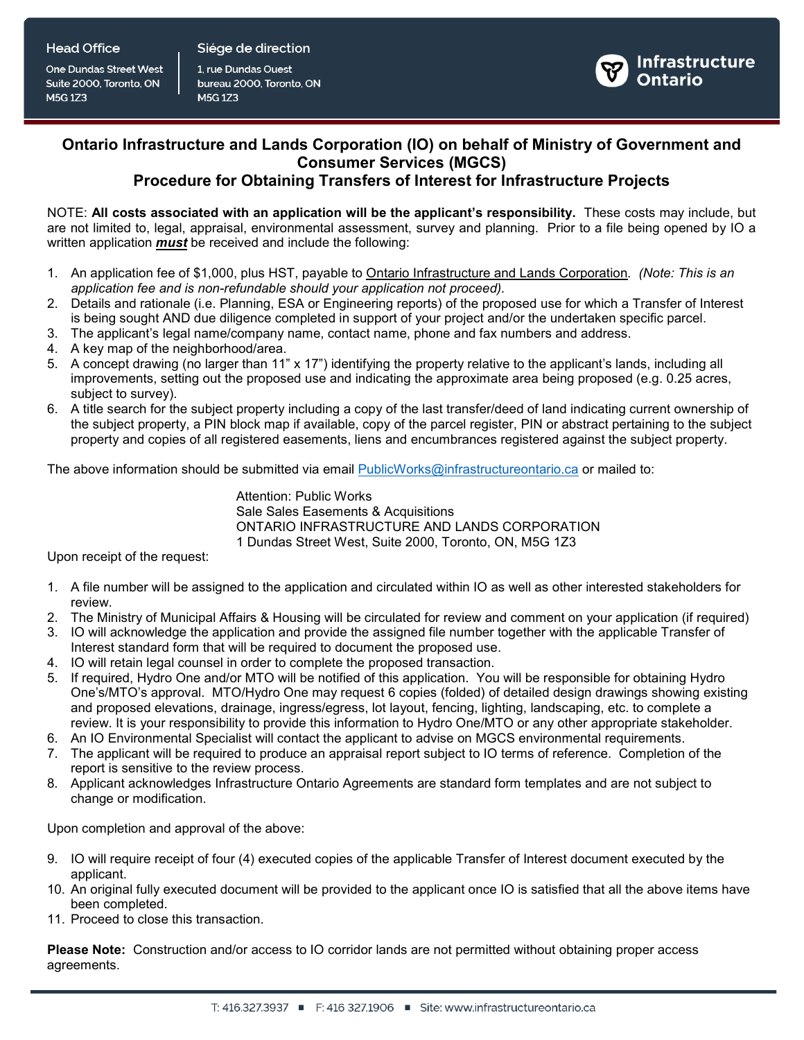Head Office
One Dundas Street West
Suite 2000, Toronto, ON
M5G 1Z3

Siége de direction
1, rue Dundas Ouest
bureau 2000, Toronto, ON
M5G 1Z3

Infrastructure Ontario

## Ontario Infrastructure and Lands Corporation (IO) on behalf of Ministry of Government and Consumer Services (MGCS)
## Procedure for Obtaining Transfers of Interest for Infrastructure Projects

NOTE: **All costs associated with an application will be the applicant's responsibility.** These costs may include, but are not limited to, legal, appraisal, environmental assessment, survey and planning. Prior to a file being opened by IO a written application ***must*** be received and include the following:

1. An application fee of $1,000, plus HST, payable to Ontario Infrastructure and Lands Corporation. *(Note: This is an application fee and is non-refundable should your application not proceed).*
2. Details and rationale (i.e. Planning, ESA or Engineering reports) of the proposed use for which a Transfer of Interest is being sought AND due diligence completed in support of your project and/or the undertaken specific parcel.
3. The applicant's legal name/company name, contact name, phone and fax numbers and address.
4. A key map of the neighborhood/area.
5. A concept drawing (no larger than 11" x 17") identifying the property relative to the applicant's lands, including all improvements, setting out the proposed use and indicating the approximate area being proposed (e.g. 0.25 acres, subject to survey).
6. A title search for the subject property including a copy of the last transfer/deed of land indicating current ownership of the subject property, a PIN block map if available, copy of the parcel register, PIN or abstract pertaining to the subject property and copies of all registered easements, liens and encumbrances registered against the subject property.

The above information should be submitted via email PublicWorks@infrastructureontario.ca or mailed to:

Attention: Public Works
Sale Sales Easements & Acquisitions
ONTARIO INFRASTRUCTURE AND LANDS CORPORATION
1 Dundas Street West, Suite 2000, Toronto, ON, M5G 1Z3

Upon receipt of the request:

1. A file number will be assigned to the application and circulated within IO as well as other interested stakeholders for review.
2. The Ministry of Municipal Affairs & Housing will be circulated for review and comment on your application (if required)
3. IO will acknowledge the application and provide the assigned file number together with the applicable Transfer of Interest standard form that will be required to document the proposed use.
4. IO will retain legal counsel in order to complete the proposed transaction.
5. If required, Hydro One and/or MTO will be notified of this application. You will be responsible for obtaining Hydro One's/MTO's approval. MTO/Hydro One may request 6 copies (folded) of detailed design drawings showing existing and proposed elevations, drainage, ingress/egress, lot layout, fencing, lighting, landscaping, etc. to complete a review. It is your responsibility to provide this information to Hydro One/MTO or any other appropriate stakeholder.
6. An IO Environmental Specialist will contact the applicant to advise on MGCS environmental requirements.
7. The applicant will be required to produce an appraisal report subject to IO terms of reference. Completion of the report is sensitive to the review process.
8. Applicant acknowledges Infrastructure Ontario Agreements are standard form templates and are not subject to change or modification.

Upon completion and approval of the above:

9. IO will require receipt of four (4) executed copies of the applicable Transfer of Interest document executed by the applicant.
10. An original fully executed document will be provided to the applicant once IO is satisfied that all the above items have been completed.
11. Proceed to close this transaction.

**Please Note:** Construction and/or access to IO corridor lands are not permitted without obtaining proper access agreements.

T: 416.327.3937 ■ F: 416 327.1906 ■ Site: www.infrastructureontario.ca